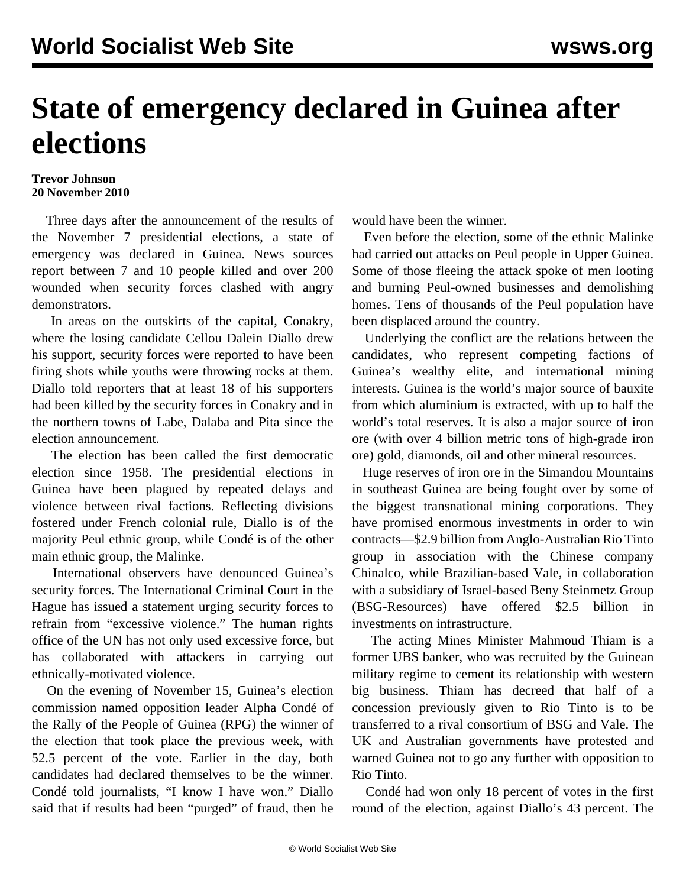# State of emergency declared in Guinea after elections

**Trevor Johnson**
**20 November 2010**

Three days after the announcement of the results of the November 7 presidential elections, a state of emergency was declared in Guinea. News sources report between 7 and 10 people killed and over 200 wounded when security forces clashed with angry demonstrators.

In areas on the outskirts of the capital, Conakry, where the losing candidate Cellou Dalein Diallo drew his support, security forces were reported to have been firing shots while youths were throwing rocks at them. Diallo told reporters that at least 18 of his supporters had been killed by the security forces in Conakry and in the northern towns of Labe, Dalaba and Pita since the election announcement.

The election has been called the first democratic election since 1958. The presidential elections in Guinea have been plagued by repeated delays and violence between rival factions. Reflecting divisions fostered under French colonial rule, Diallo is of the majority Peul ethnic group, while Condé is of the other main ethnic group, the Malinke.

International observers have denounced Guinea's security forces. The International Criminal Court in the Hague has issued a statement urging security forces to refrain from "excessive violence." The human rights office of the UN has not only used excessive force, but has collaborated with attackers in carrying out ethnically-motivated violence.

On the evening of November 15, Guinea's election commission named opposition leader Alpha Condé of the Rally of the People of Guinea (RPG) the winner of the election that took place the previous week, with 52.5 percent of the vote. Earlier in the day, both candidates had declared themselves to be the winner. Condé told journalists, "I know I have won." Diallo said that if results had been "purged" of fraud, then he would have been the winner.

Even before the election, some of the ethnic Malinke had carried out attacks on Peul people in Upper Guinea. Some of those fleeing the attack spoke of men looting and burning Peul-owned businesses and demolishing homes. Tens of thousands of the Peul population have been displaced around the country.

Underlying the conflict are the relations between the candidates, who represent competing factions of Guinea's wealthy elite, and international mining interests. Guinea is the world's major source of bauxite from which aluminium is extracted, with up to half the world's total reserves. It is also a major source of iron ore (with over 4 billion metric tons of high-grade iron ore) gold, diamonds, oil and other mineral resources.

Huge reserves of iron ore in the Simandou Mountains in southeast Guinea are being fought over by some of the biggest transnational mining corporations. They have promised enormous investments in order to win contracts—$2.9 billion from Anglo-Australian Rio Tinto group in association with the Chinese company Chinalco, while Brazilian-based Vale, in collaboration with a subsidiary of Israel-based Beny Steinmetz Group (BSG-Resources) have offered $2.5 billion in investments on infrastructure.

The acting Mines Minister Mahmoud Thiam is a former UBS banker, who was recruited by the Guinean military regime to cement its relationship with western big business. Thiam has decreed that half of a concession previously given to Rio Tinto is to be transferred to a rival consortium of BSG and Vale. The UK and Australian governments have protested and warned Guinea not to go any further with opposition to Rio Tinto.

Condé had won only 18 percent of votes in the first round of the election, against Diallo's 43 percent. The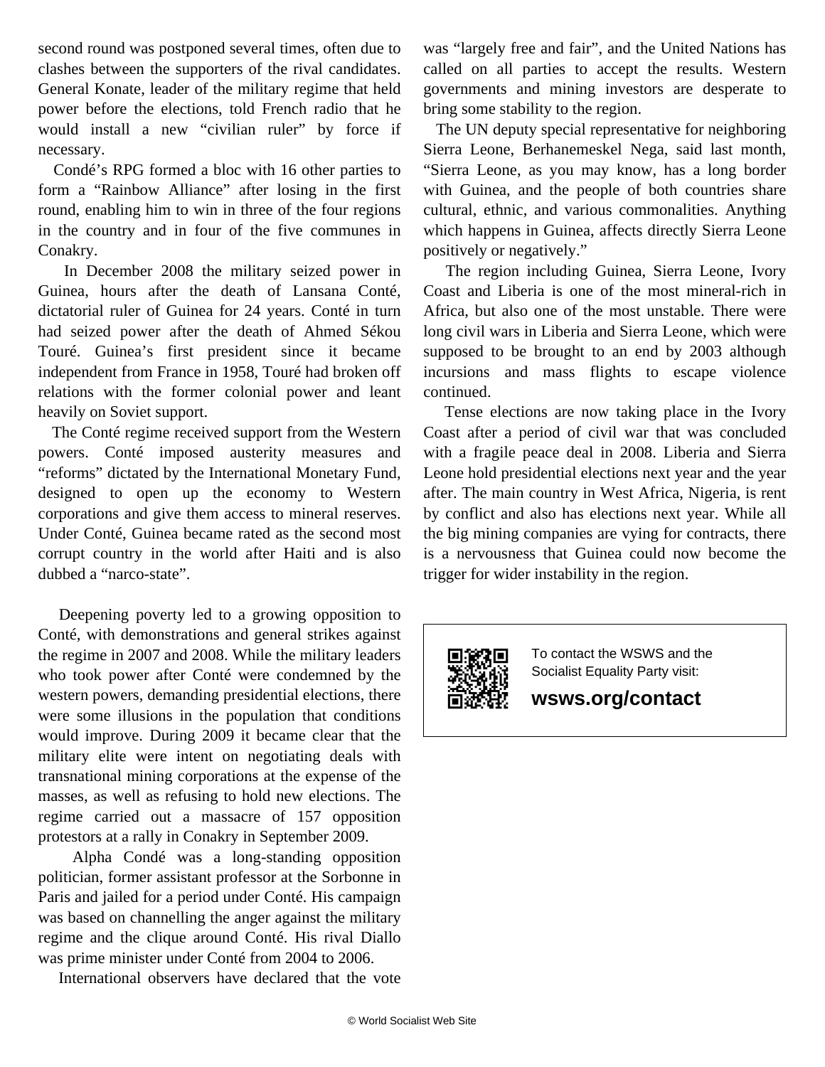second round was postponed several times, often due to clashes between the supporters of the rival candidates. General Konate, leader of the military regime that held power before the elections, told French radio that he would install a new "civilian ruler" by force if necessary.

Condé's RPG formed a bloc with 16 other parties to form a "Rainbow Alliance" after losing in the first round, enabling him to win in three of the four regions in the country and in four of the five communes in Conakry.

In December 2008 the military seized power in Guinea, hours after the death of Lansana Conté, dictatorial ruler of Guinea for 24 years. Conté in turn had seized power after the death of Ahmed Sékou Touré. Guinea's first president since it became independent from France in 1958, Touré had broken off relations with the former colonial power and leant heavily on Soviet support.

The Conté regime received support from the Western powers. Conté imposed austerity measures and "reforms" dictated by the International Monetary Fund, designed to open up the economy to Western corporations and give them access to mineral reserves. Under Conté, Guinea became rated as the second most corrupt country in the world after Haiti and is also dubbed a "narco-state".

Deepening poverty led to a growing opposition to Conté, with demonstrations and general strikes against the regime in 2007 and 2008. While the military leaders who took power after Conté were condemned by the western powers, demanding presidential elections, there were some illusions in the population that conditions would improve. During 2009 it became clear that the military elite were intent on negotiating deals with transnational mining corporations at the expense of the masses, as well as refusing to hold new elections. The regime carried out a massacre of 157 opposition protestors at a rally in Conakry in September 2009.

Alpha Condé was a long-standing opposition politician, former assistant professor at the Sorbonne in Paris and jailed for a period under Conté. His campaign was based on channelling the anger against the military regime and the clique around Conté. His rival Diallo was prime minister under Conté from 2004 to 2006.

International observers have declared that the vote was "largely free and fair", and the United Nations has called on all parties to accept the results. Western governments and mining investors are desperate to bring some stability to the region.

The UN deputy special representative for neighboring Sierra Leone, Berhanemeskel Nega, said last month, "Sierra Leone, as you may know, has a long border with Guinea, and the people of both countries share cultural, ethnic, and various commonalities. Anything which happens in Guinea, affects directly Sierra Leone positively or negatively."

The region including Guinea, Sierra Leone, Ivory Coast and Liberia is one of the most mineral-rich in Africa, but also one of the most unstable. There were long civil wars in Liberia and Sierra Leone, which were supposed to be brought to an end by 2003 although incursions and mass flights to escape violence continued.

Tense elections are now taking place in the Ivory Coast after a period of civil war that was concluded with a fragile peace deal in 2008. Liberia and Sierra Leone hold presidential elections next year and the year after. The main country in West Africa, Nigeria, is rent by conflict and also has elections next year. While all the big mining companies are vying for contracts, there is a nervousness that Guinea could now become the trigger for wider instability in the region.

To contact the WSWS and the Socialist Equality Party visit:

**wsws.org/contact**